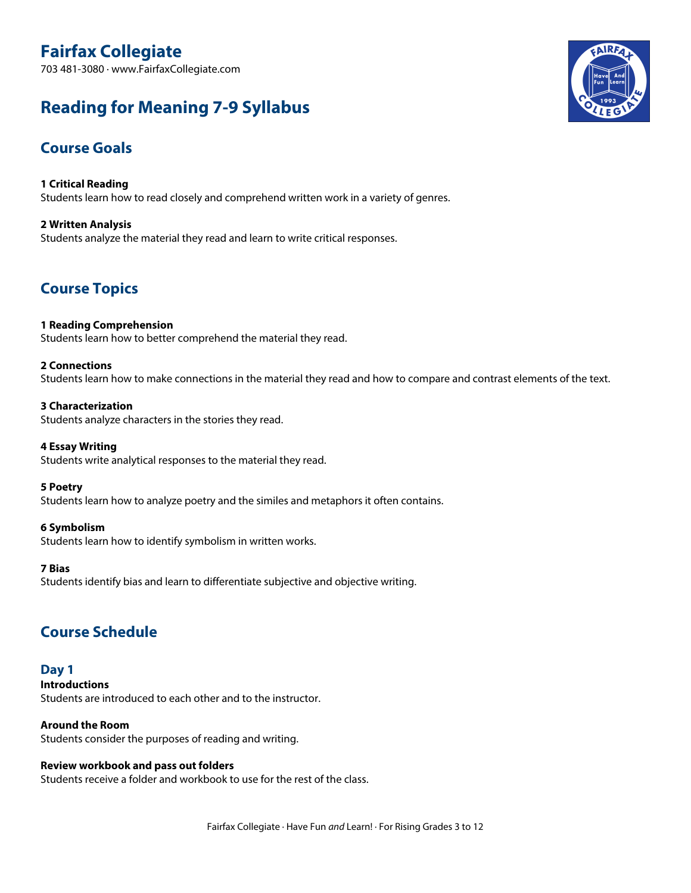# Fairfax Collegiate

703 481-3080 · www.FairfaxCollegiate.com

# Reading for Meaning 7-9 Syllabus

## Course Goals

**1 Critical Reading**
Students learn how to read closely and comprehend written work in a variety of genres.

**2 Written Analysis**
Students analyze the material they read and learn to write critical responses.

## Course Topics

**1 Reading Comprehension**
Students learn how to better comprehend the material they read.

**2 Connections**
Students learn how to make connections in the material they read and how to compare and contrast elements of the text.

**3 Characterization**
Students analyze characters in the stories they read.

**4 Essay Writing**
Students write analytical responses to the material they read.

**5 Poetry**
Students learn how to analyze poetry and the similes and metaphors it often contains.

**6 Symbolism**
Students learn how to identify symbolism in written works.

**7 Bias**
Students identify bias and learn to differentiate subjective and objective writing.

## Course Schedule

### Day 1

**Introductions**
Students are introduced to each other and to the instructor.

**Around the Room**
Students consider the purposes of reading and writing.

**Review workbook and pass out folders**
Students receive a folder and workbook to use for the rest of the class.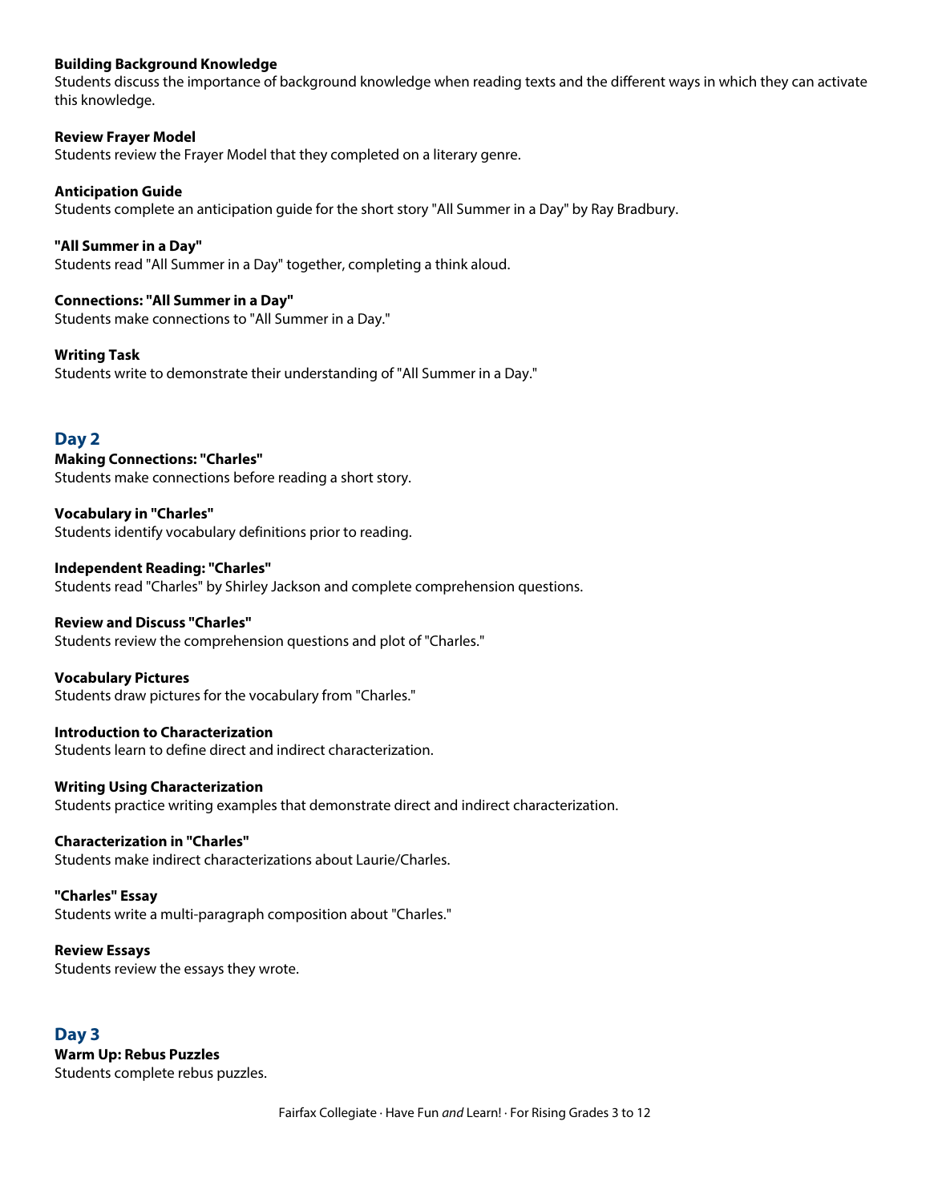**Building Background Knowledge**
Students discuss the importance of background knowledge when reading texts and the different ways in which they can activate this knowledge.

**Review Frayer Model**
Students review the Frayer Model that they completed on a literary genre.

**Anticipation Guide**
Students complete an anticipation guide for the short story "All Summer in a Day" by Ray Bradbury.

**"All Summer in a Day"**
Students read "All Summer in a Day" together, completing a think aloud.

**Connections: "All Summer in a Day"**
Students make connections to "All Summer in a Day."

**Writing Task**
Students write to demonstrate their understanding of "All Summer in a Day."

## Day 2

**Making Connections: "Charles"**
Students make connections before reading a short story.

**Vocabulary in "Charles"**
Students identify vocabulary definitions prior to reading.

**Independent Reading: "Charles"**
Students read "Charles" by Shirley Jackson and complete comprehension questions.

**Review and Discuss "Charles"**
Students review the comprehension questions and plot of "Charles."

**Vocabulary Pictures**
Students draw pictures for the vocabulary from "Charles."

**Introduction to Characterization**
Students learn to define direct and indirect characterization.

**Writing Using Characterization**
Students practice writing examples that demonstrate direct and indirect characterization.

**Characterization in "Charles"**
Students make indirect characterizations about Laurie/Charles.

**"Charles" Essay**
Students write a multi-paragraph composition about "Charles."

**Review Essays**
Students review the essays they wrote.

## Day 3

**Warm Up: Rebus Puzzles**
Students complete rebus puzzles.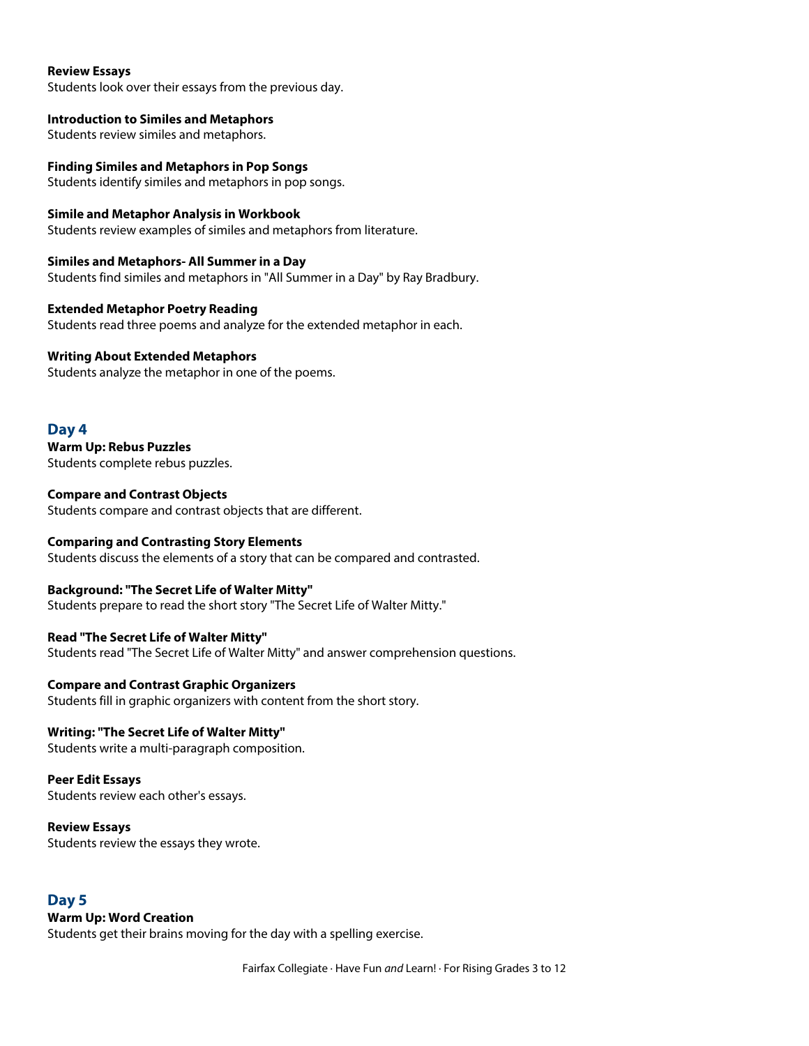**Review Essays**
Students look over their essays from the previous day.

**Introduction to Similes and Metaphors**
Students review similes and metaphors.

**Finding Similes and Metaphors in Pop Songs**
Students identify similes and metaphors in pop songs.

**Simile and Metaphor Analysis in Workbook**
Students review examples of similes and metaphors from literature.

**Similes and Metaphors- All Summer in a Day**
Students find similes and metaphors in "All Summer in a Day" by Ray Bradbury.

**Extended Metaphor Poetry Reading**
Students read three poems and analyze for the extended metaphor in each.

**Writing About Extended Metaphors**
Students analyze the metaphor in one of the poems.

## Day 4

**Warm Up: Rebus Puzzles**
Students complete rebus puzzles.

**Compare and Contrast Objects**
Students compare and contrast objects that are different.

**Comparing and Contrasting Story Elements**
Students discuss the elements of a story that can be compared and contrasted.

**Background: "The Secret Life of Walter Mitty"**
Students prepare to read the short story "The Secret Life of Walter Mitty."

**Read "The Secret Life of Walter Mitty"**
Students read "The Secret Life of Walter Mitty" and answer comprehension questions.

**Compare and Contrast Graphic Organizers**
Students fill in graphic organizers with content from the short story.

**Writing: "The Secret Life of Walter Mitty"**
Students write a multi-paragraph composition.

**Peer Edit Essays**
Students review each other's essays.

**Review Essays**
Students review the essays they wrote.

## Day 5

**Warm Up: Word Creation**
Students get their brains moving for the day with a spelling exercise.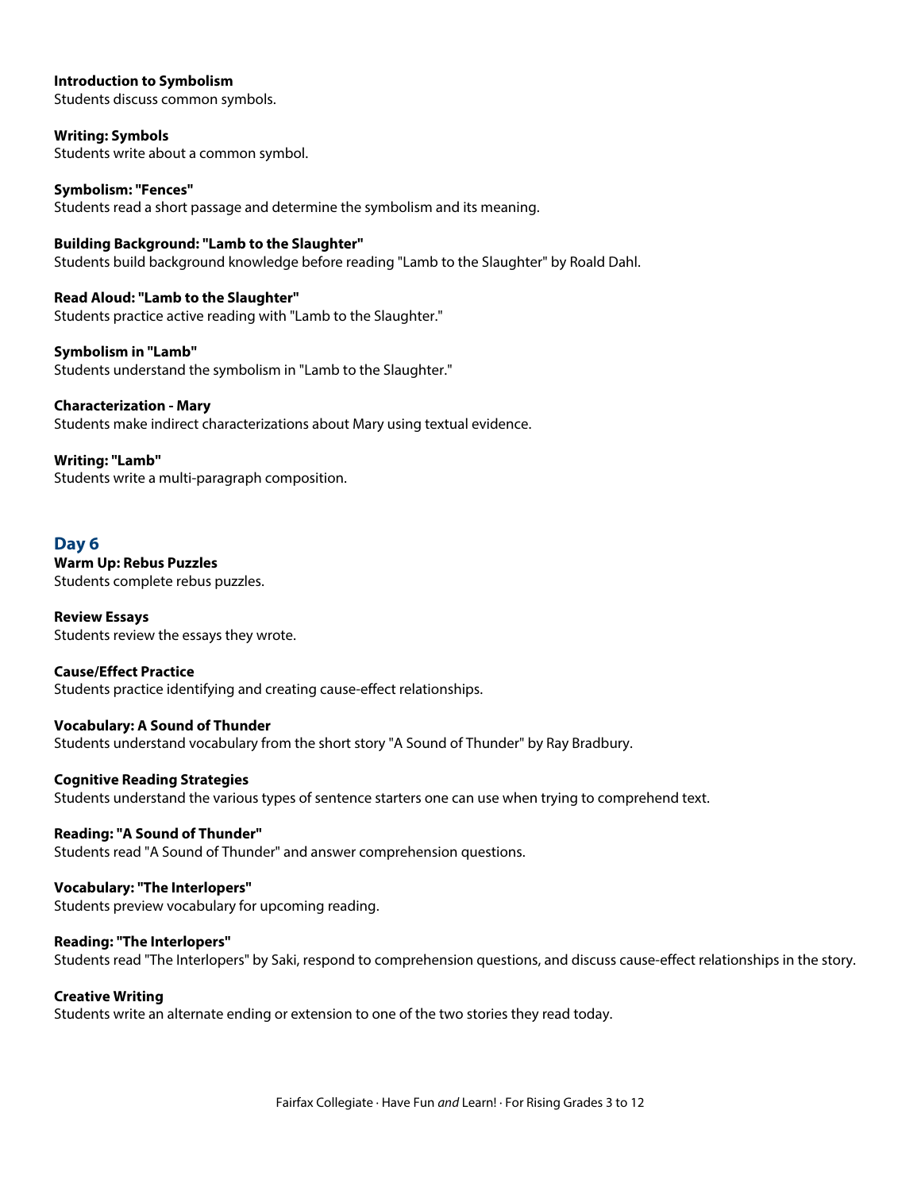**Introduction to Symbolism**
Students discuss common symbols.

**Writing: Symbols**
Students write about a common symbol.

**Symbolism: "Fences"**
Students read a short passage and determine the symbolism and its meaning.

**Building Background: "Lamb to the Slaughter"**
Students build background knowledge before reading "Lamb to the Slaughter" by Roald Dahl.

**Read Aloud: "Lamb to the Slaughter"**
Students practice active reading with "Lamb to the Slaughter."

**Symbolism in "Lamb"**
Students understand the symbolism in "Lamb to the Slaughter."

**Characterization - Mary**
Students make indirect characterizations about Mary using textual evidence.

**Writing: "Lamb"**
Students write a multi-paragraph composition.

## Day 6

**Warm Up: Rebus Puzzles**
Students complete rebus puzzles.

**Review Essays**
Students review the essays they wrote.

**Cause/Effect Practice**
Students practice identifying and creating cause-effect relationships.

**Vocabulary: A Sound of Thunder**
Students understand vocabulary from the short story "A Sound of Thunder" by Ray Bradbury.

**Cognitive Reading Strategies**
Students understand the various types of sentence starters one can use when trying to comprehend text.

**Reading: "A Sound of Thunder"**
Students read "A Sound of Thunder" and answer comprehension questions.

**Vocabulary: "The Interlopers"**
Students preview vocabulary for upcoming reading.

**Reading: "The Interlopers"**
Students read "The Interlopers" by Saki, respond to comprehension questions, and discuss cause-effect relationships in the story.

**Creative Writing**
Students write an alternate ending or extension to one of the two stories they read today.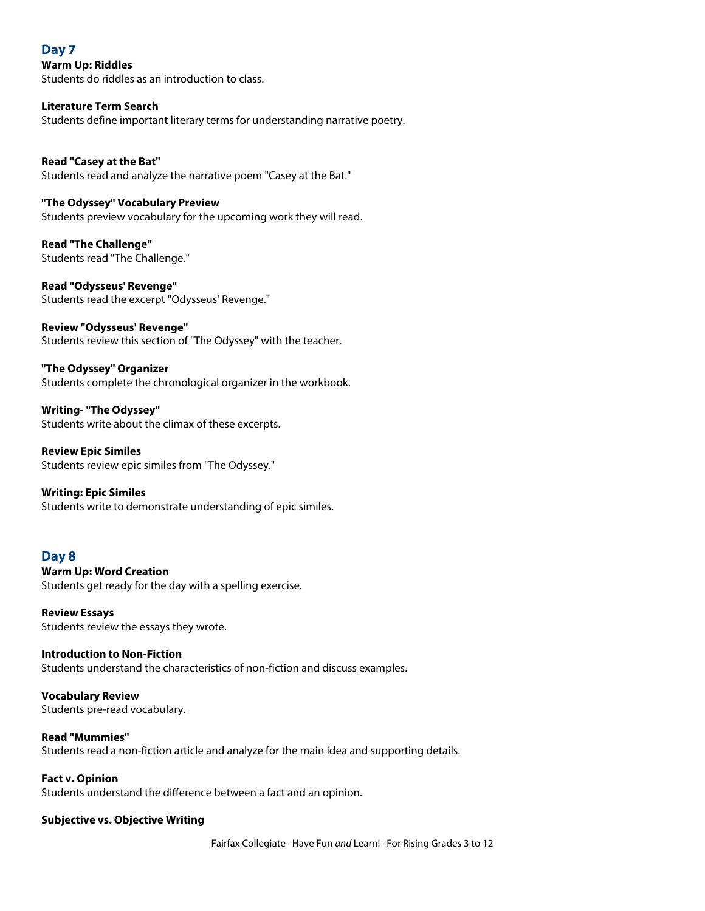## Day 7

**Warm Up: Riddles**
Students do riddles as an introduction to class.

**Literature Term Search**
Students define important literary terms for understanding narrative poetry.

**Read "Casey at the Bat"**
Students read and analyze the narrative poem "Casey at the Bat."

**"The Odyssey" Vocabulary Preview**
Students preview vocabulary for the upcoming work they will read.

**Read "The Challenge"**
Students read "The Challenge."

**Read "Odysseus' Revenge"**
Students read the excerpt "Odysseus' Revenge."

**Review "Odysseus' Revenge"**
Students review this section of "The Odyssey" with the teacher.

**"The Odyssey" Organizer**
Students complete the chronological organizer in the workbook.

**Writing- "The Odyssey"**
Students write about the climax of these excerpts.

**Review Epic Similes**
Students review epic similes from "The Odyssey."

**Writing: Epic Similes**
Students write to demonstrate understanding of epic similes.

## Day 8

**Warm Up: Word Creation**
Students get ready for the day with a spelling exercise.

**Review Essays**
Students review the essays they wrote.

**Introduction to Non-Fiction**
Students understand the characteristics of non-fiction and discuss examples.

**Vocabulary Review**
Students pre-read vocabulary.

**Read "Mummies"**
Students read a non-fiction article and analyze for the main idea and supporting details.

**Fact v. Opinion**
Students understand the difference between a fact and an opinion.

**Subjective vs. Objective Writing**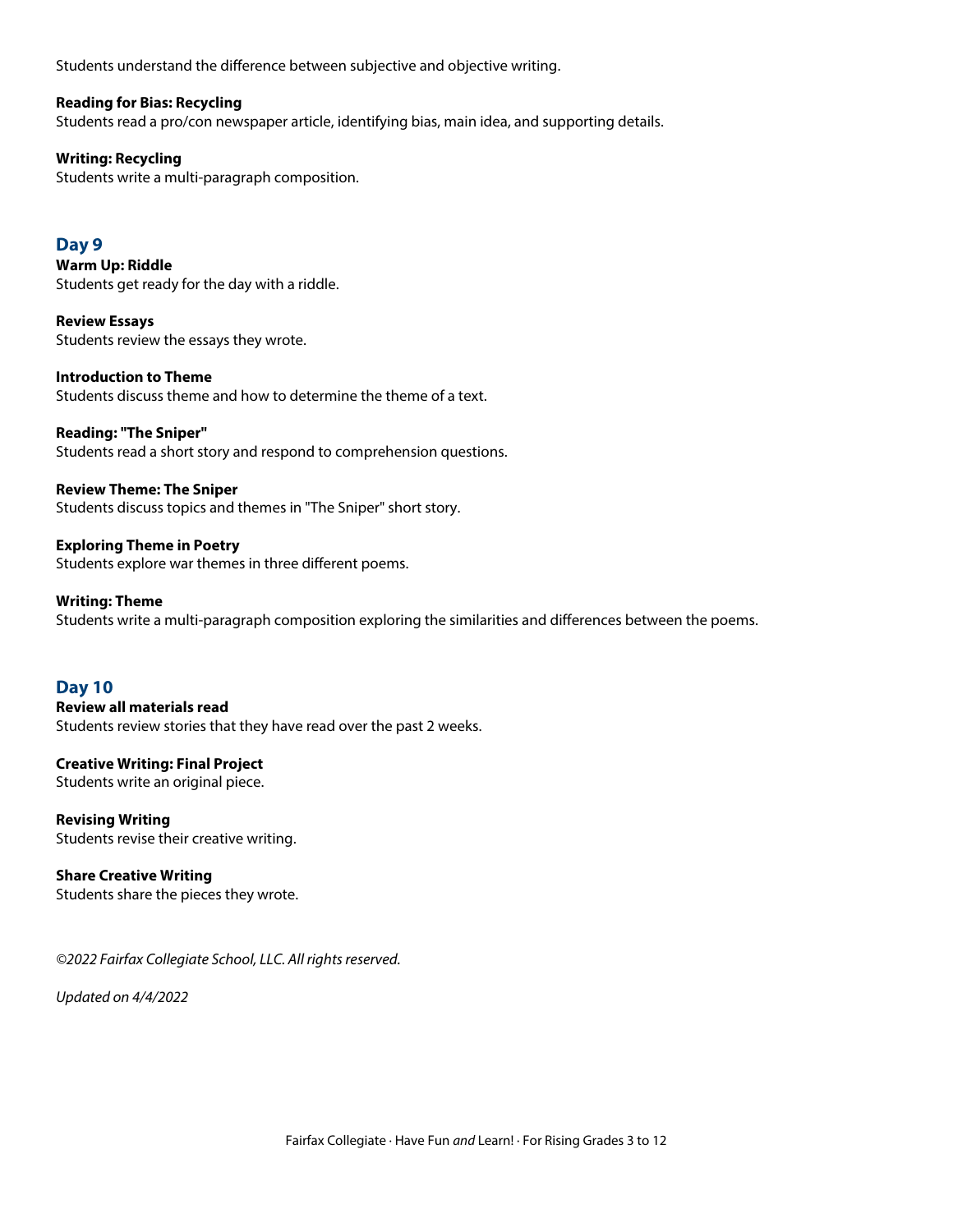Students understand the difference between subjective and objective writing.

**Reading for Bias: Recycling**
Students read a pro/con newspaper article, identifying bias, main idea, and supporting details.

**Writing: Recycling**
Students write a multi-paragraph composition.

## Day 9

**Warm Up: Riddle**
Students get ready for the day with a riddle.

**Review Essays**
Students review the essays they wrote.

**Introduction to Theme**
Students discuss theme and how to determine the theme of a text.

**Reading: "The Sniper"**
Students read a short story and respond to comprehension questions.

**Review Theme: The Sniper**
Students discuss topics and themes in "The Sniper" short story.

**Exploring Theme in Poetry**
Students explore war themes in three different poems.

**Writing: Theme**
Students write a multi-paragraph composition exploring the similarities and differences between the poems.

## Day 10

**Review all materials read**
Students review stories that they have read over the past 2 weeks.

**Creative Writing: Final Project**
Students write an original piece.

**Revising Writing**
Students revise their creative writing.

**Share Creative Writing**
Students share the pieces they wrote.

*©2022 Fairfax Collegiate School, LLC. All rights reserved.*

*Updated on 4/4/2022*